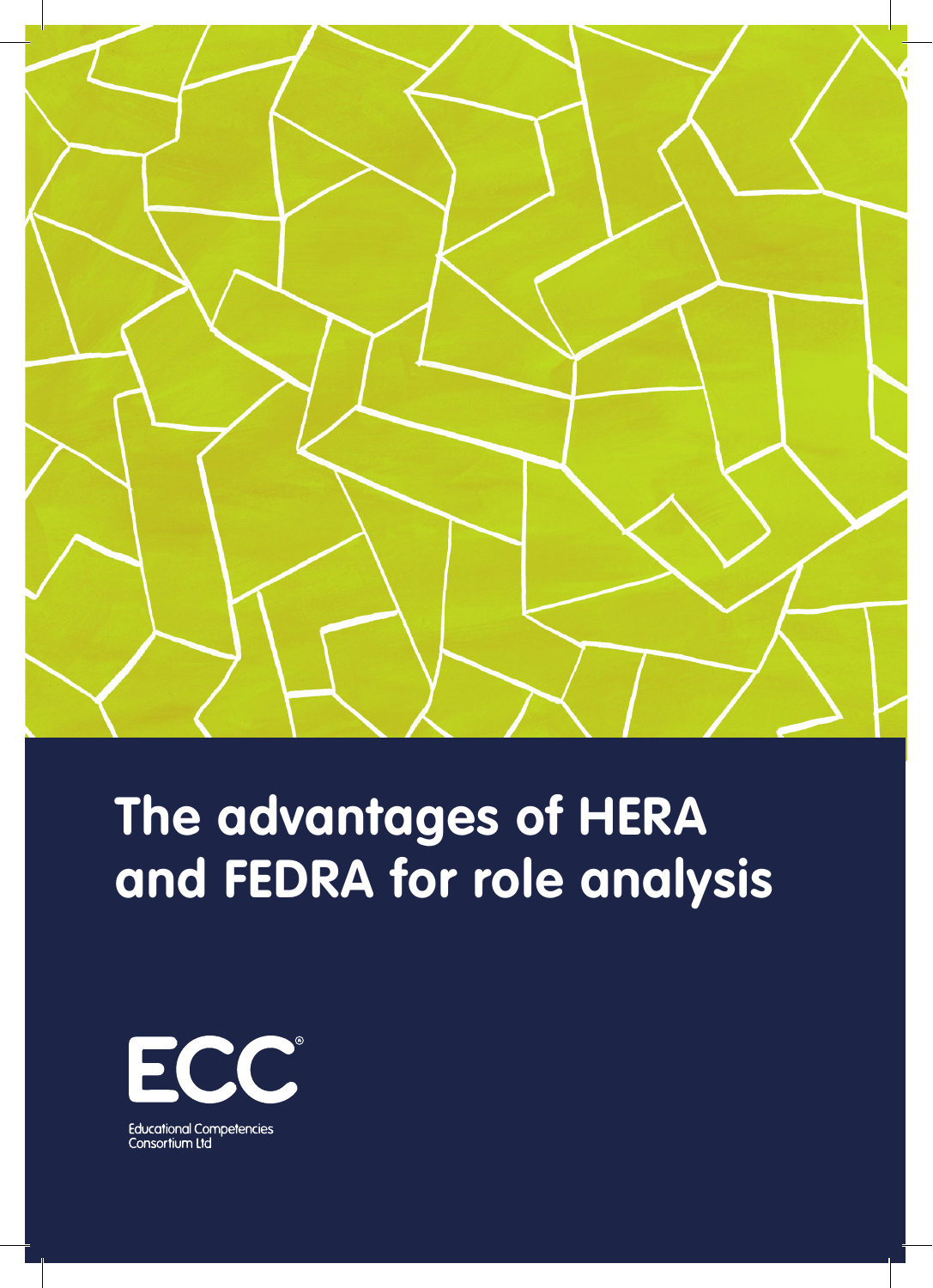# The advantages of HERA and FEDRA for role analysis

ECC®

Educational Competencies Consortium Ltd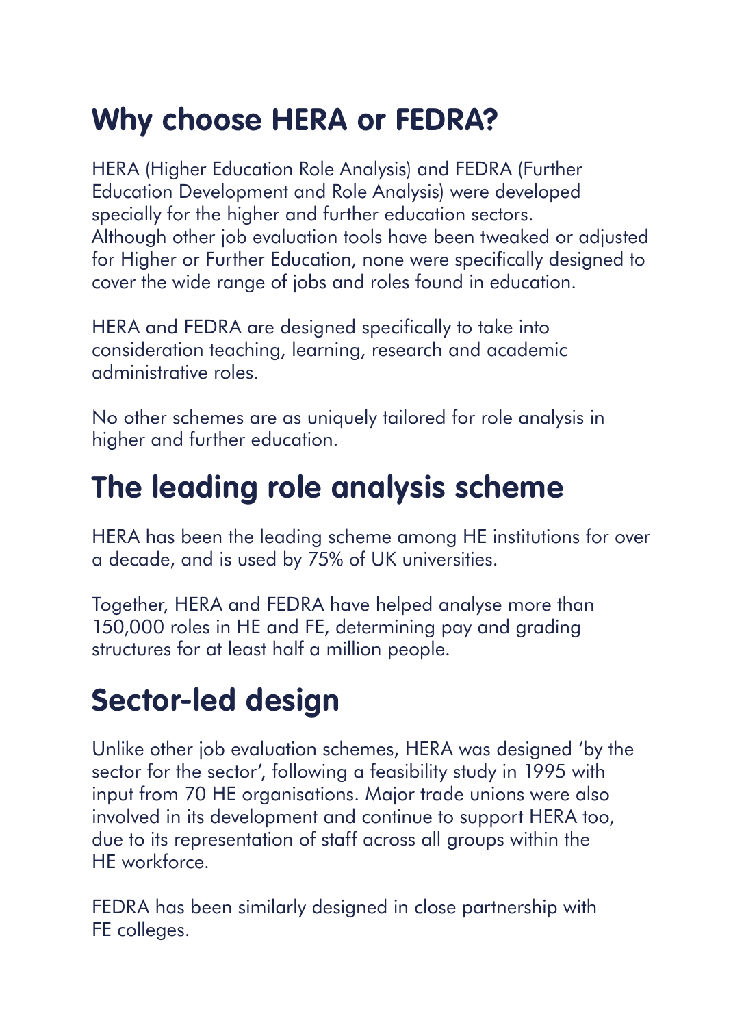## Why choose HERA or FEDRA?

HERA (Higher Education Role Analysis) and FEDRA (Further Education Development and Role Analysis) were developed specially for the higher and further education sectors. Although other job evaluation tools have been tweaked or adjusted for Higher or Further Education, none were specifically designed to cover the wide range of jobs and roles found in education.

HERA and FEDRA are designed specifically to take into consideration teaching, learning, research and academic administrative roles.

No other schemes are as uniquely tailored for role analysis in higher and further education.

## The leading role analysis scheme

HERA has been the leading scheme among HE institutions for over a decade, and is used by 75% of UK universities.

Together, HERA and FEDRA have helped analyse more than 150,000 roles in HE and FE, determining pay and grading structures for at least half a million people.

## Sector-led design

Unlike other job evaluation schemes, HERA was designed 'by the sector for the sector', following a feasibility study in 1995 with input from 70 HE organisations. Major trade unions were also involved in its development and continue to support HERA too, due to its representation of staff across all groups within the HE workforce.

FEDRA has been similarly designed in close partnership with FE colleges.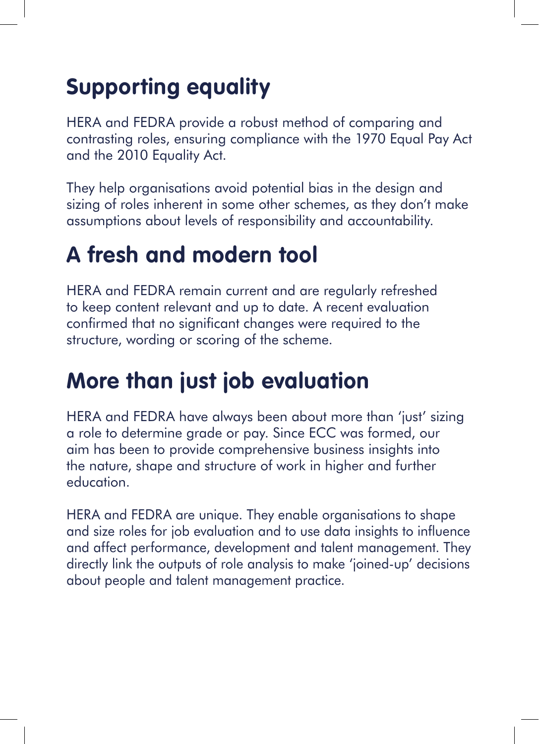## Supporting equality

HERA and FEDRA provide a robust method of comparing and contrasting roles, ensuring compliance with the 1970 Equal Pay Act and the 2010 Equality Act.

They help organisations avoid potential bias in the design and sizing of roles inherent in some other schemes, as they don't make assumptions about levels of responsibility and accountability.

## A fresh and modern tool

HERA and FEDRA remain current and are regularly refreshed to keep content relevant and up to date. A recent evaluation confirmed that no significant changes were required to the structure, wording or scoring of the scheme.

## More than just job evaluation

HERA and FEDRA have always been about more than 'just' sizing a role to determine grade or pay. Since ECC was formed, our aim has been to provide comprehensive business insights into the nature, shape and structure of work in higher and further education.

HERA and FEDRA are unique. They enable organisations to shape and size roles for job evaluation and to use data insights to influence and affect performance, development and talent management. They directly link the outputs of role analysis to make 'joined-up' decisions about people and talent management practice.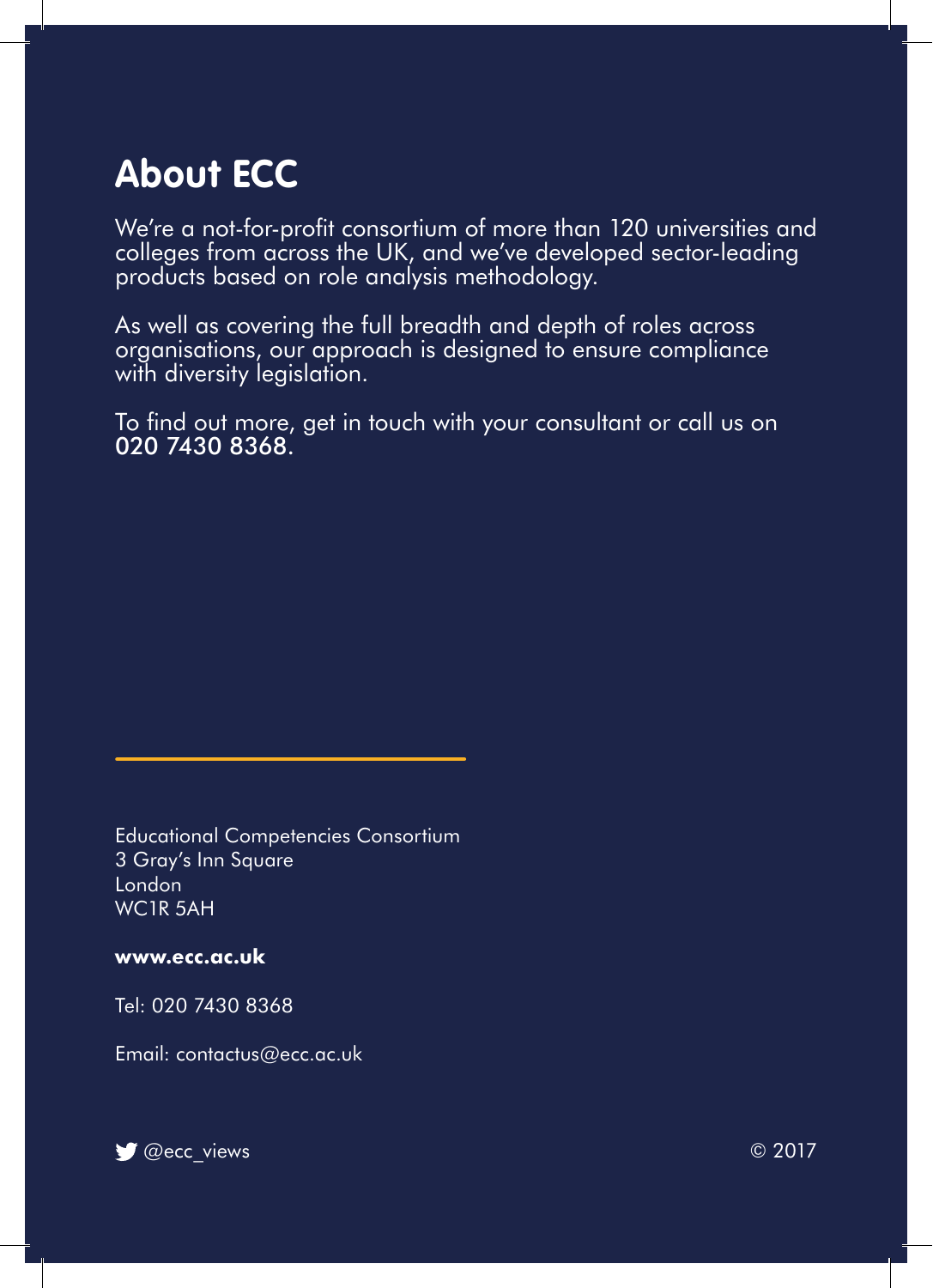# About ECC

We're a not-for-profit consortium of more than 120 universities and colleges from across the UK, and we've developed sector-leading products based on role analysis methodology.

As well as covering the full breadth and depth of roles across organisations, our approach is designed to ensure compliance with diversity legislation.

To find out more, get in touch with your consultant or call us on 020 7430 8368.

---

Educational Competencies Consortium
3 Gray's Inn Square
London
WC1R 5AH

**www.ecc.ac.uk**

Tel: 020 7430 8368

Email: contactus@ecc.ac.uk

@ecc_views

© 2017